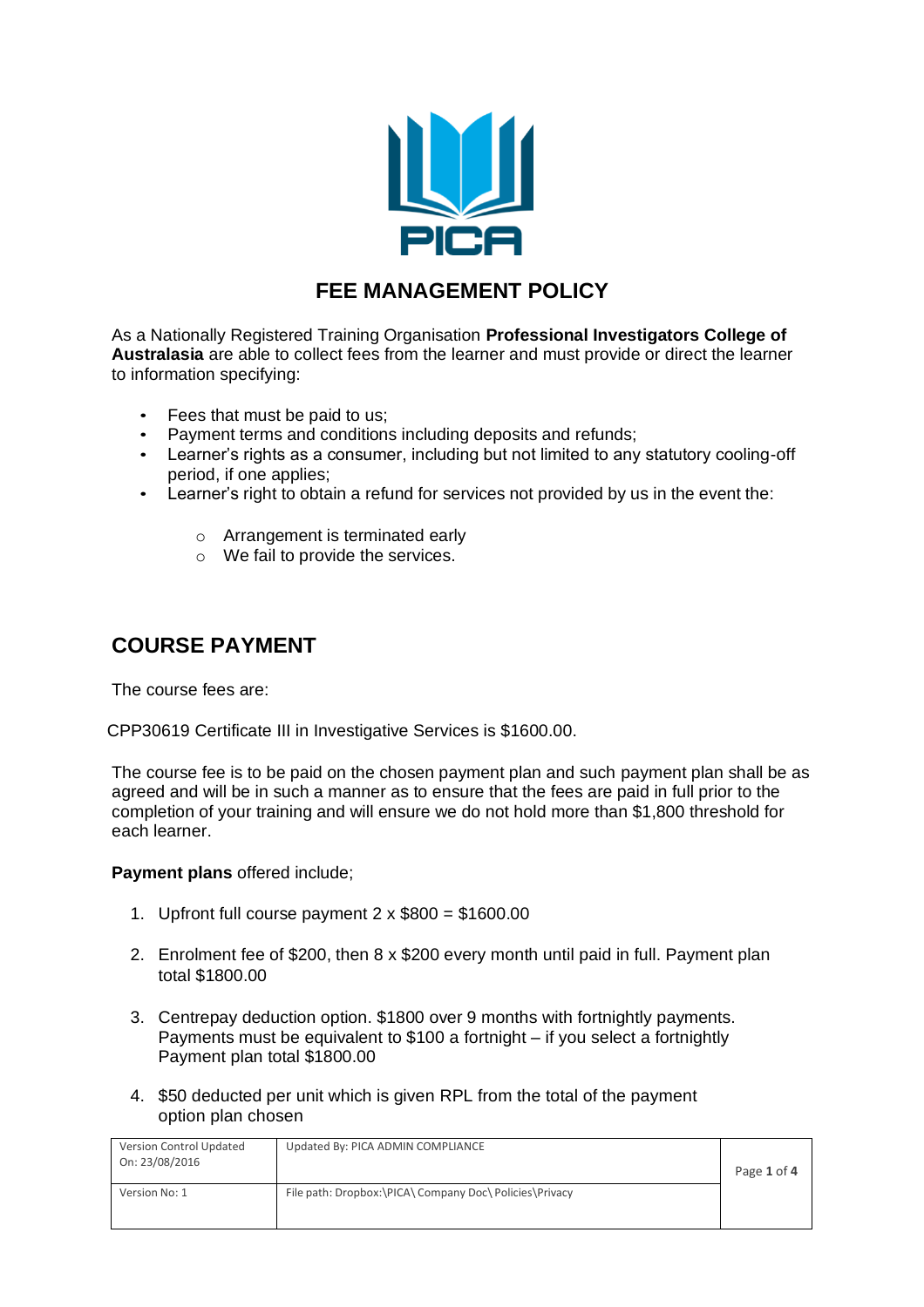PICA

# FEE MANAGEMENT POLICY

As a Nationally Registered Training Organisation **Professional Investigators College of Australasia** are able to collect fees from the learner and must provide or direct the learner to information specifying:

- Fees that must be paid to us;
- Payment terms and conditions including deposits and refunds;
- Learner's rights as a consumer, including but not limited to any statutory cooling-off period, if one applies;
- Learner's right to obtain a refund for services not provided by us in the event the:
  - Arrangement is terminated early
  - We fail to provide the services.

## COURSE PAYMENT

The course fees are:

CPP30619 Certificate III in Investigative Services is $1600.00.

The course fee is to be paid on the chosen payment plan and such payment plan shall be as agreed and will be in such a manner as to ensure that the fees are paid in full prior to the completion of your training and will ensure we do not hold more than $1,800 threshold for each learner.

**Payment plans** offered include;

1. Upfront full course payment 2 x $800 = $1600.00

2. Enrolment fee of $200, then 8 x $200 every month until paid in full. Payment plan total $1800.00

3. Centrepay deduction option. $1800 over 9 months with fortnightly payments. Payments must be equivalent to $100 a fortnight – if you select a fortnightly Payment plan total $1800.00

4. $50 deducted per unit which is given RPL from the total of the payment option plan chosen

| Version Control Updated On: 23/08/2016 | Updated By: PICA ADMIN COMPLIANCE |
| --- | --- |
| Version No: 1 | File path: Dropbox:\PICA\ Company Doc\ Policies\Privacy |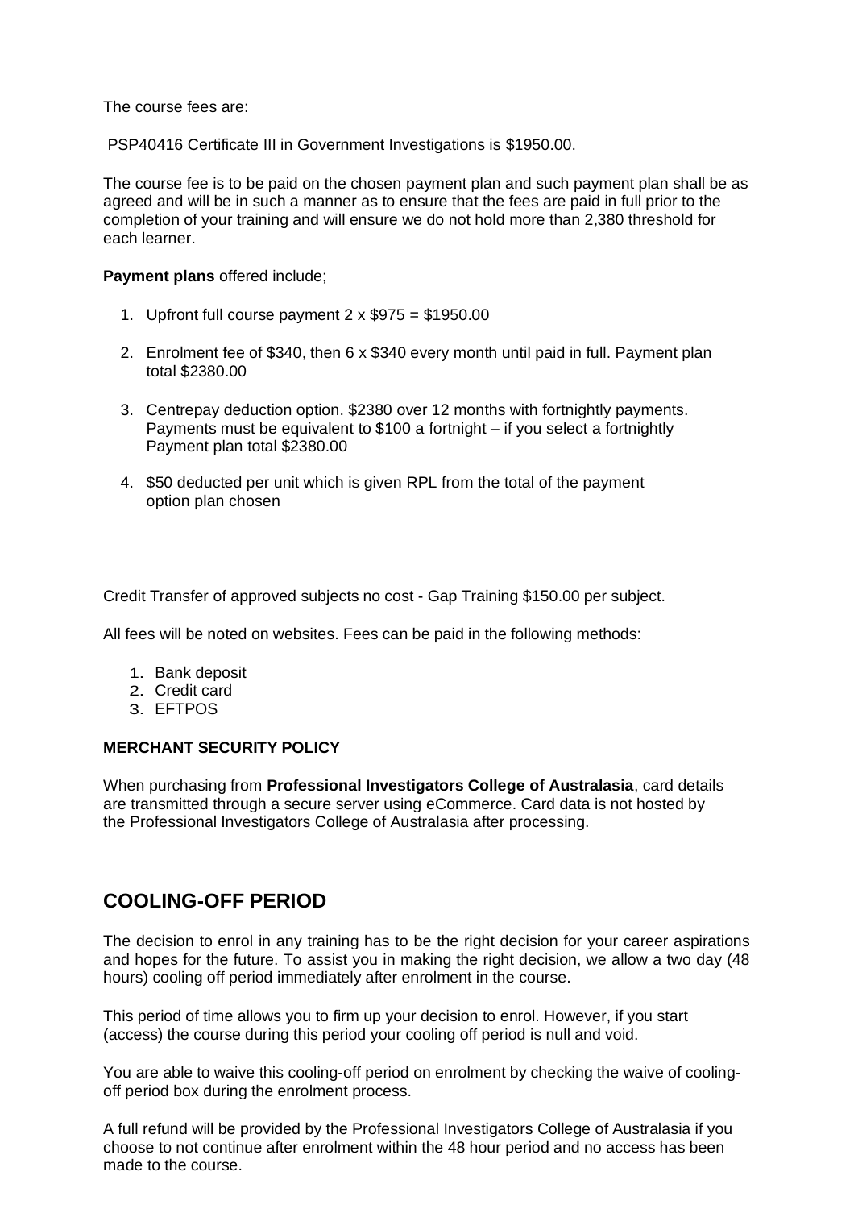The course fees are:

PSP40416 Certificate III in Government Investigations is $1950.00.

The course fee is to be paid on the chosen payment plan and such payment plan shall be as agreed and will be in such a manner as to ensure that the fees are paid in full prior to the completion of your training and will ensure we do not hold more than 2,380 threshold for each learner.

**Payment plans** offered include;

1. Upfront full course payment 2 x $975 = $1950.00

2. Enrolment fee of $340, then 6 x $340 every month until paid in full. Payment plan total $2380.00

3. Centrepay deduction option. $2380 over 12 months with fortnightly payments. Payments must be equivalent to $100 a fortnight – if you select a fortnightly Payment plan total $2380.00

4. $50 deducted per unit which is given RPL from the total of the payment option plan chosen

Credit Transfer of approved subjects no cost - Gap Training $150.00 per subject.

All fees will be noted on websites. Fees can be paid in the following methods:

1. Bank deposit
2. Credit card
3. EFTPOS

**MERCHANT SECURITY POLICY**

When purchasing from **Professional Investigators College of Australasia**, card details are transmitted through a secure server using eCommerce. Card data is not hosted by the Professional Investigators College of Australasia after processing.

## COOLING-OFF PERIOD

The decision to enrol in any training has to be the right decision for your career aspirations and hopes for the future. To assist you in making the right decision, we allow a two day (48 hours) cooling off period immediately after enrolment in the course.

This period of time allows you to firm up your decision to enrol. However, if you start (access) the course during this period your cooling off period is null and void.

You are able to waive this cooling-off period on enrolment by checking the waive of cooling-off period box during the enrolment process.

A full refund will be provided by the Professional Investigators College of Australasia if you choose to not continue after enrolment within the 48 hour period and no access has been made to the course.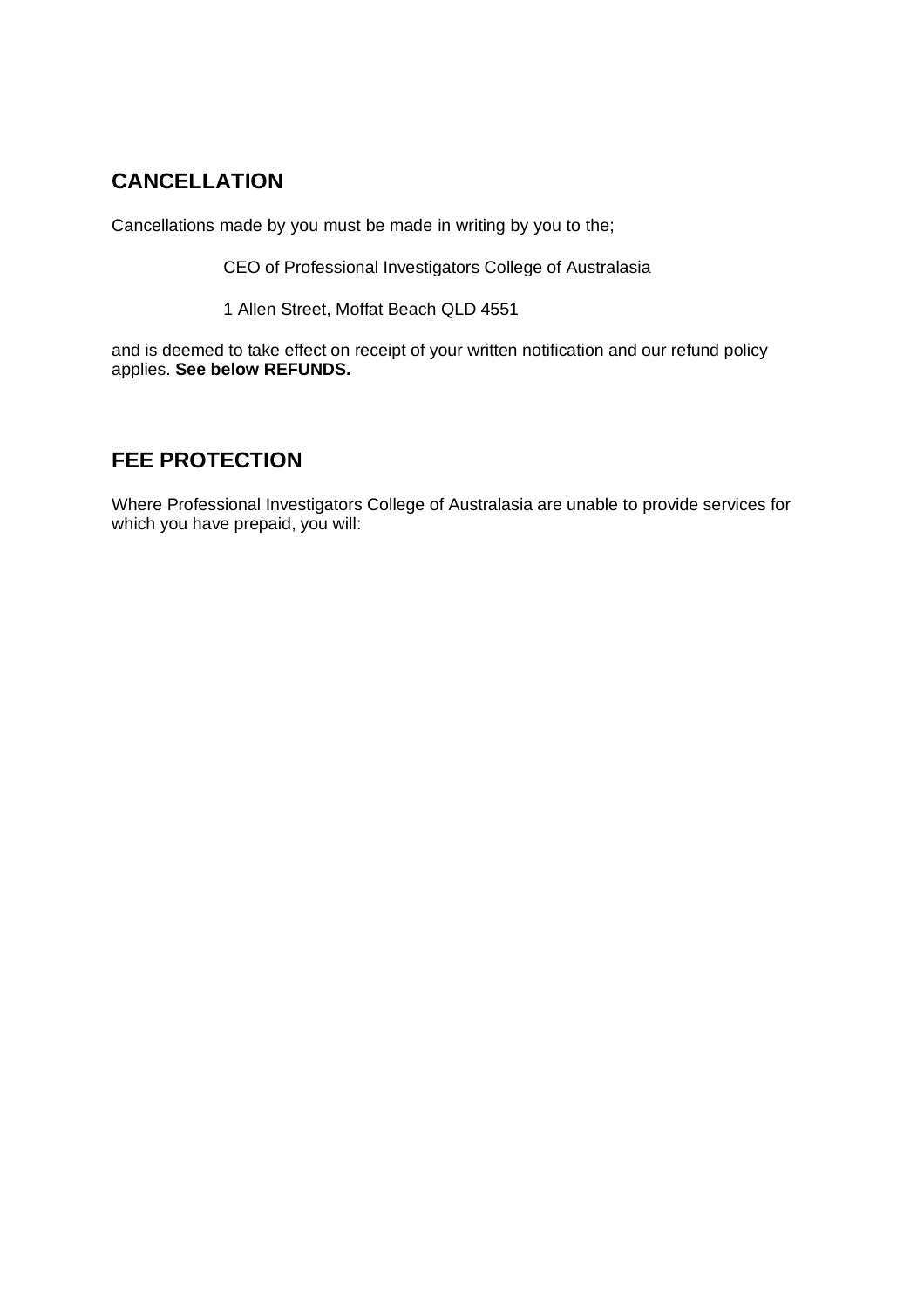## CANCELLATION

Cancellations made by you must be made in writing by you to the;

CEO of Professional Investigators College of Australasia

1 Allen Street, Moffat Beach QLD 4551

and is deemed to take effect on receipt of your written notification and our refund policy applies. **See below REFUNDS.**

## FEE PROTECTION

Where Professional Investigators College of Australasia are unable to provide services for which you have prepaid, you will: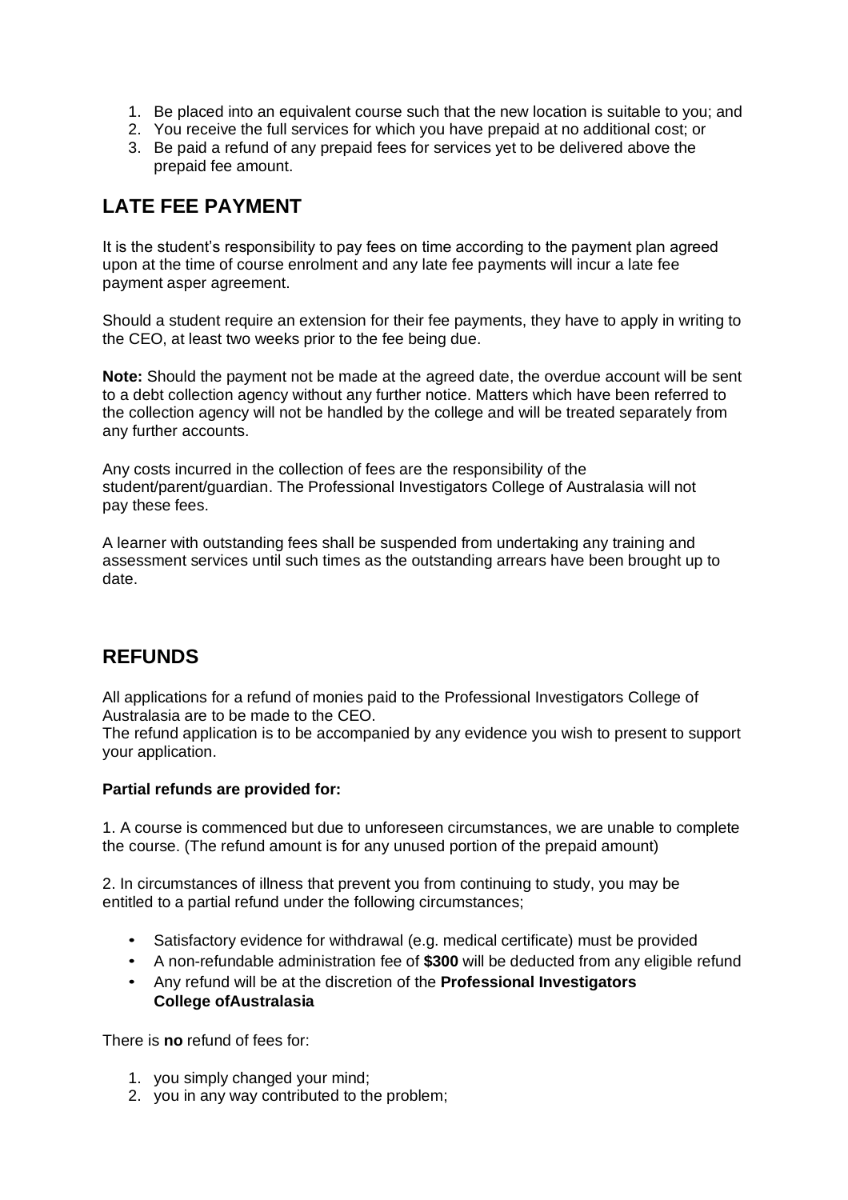1. Be placed into an equivalent course such that the new location is suitable to you; and
2. You receive the full services for which you have prepaid at no additional cost; or
3. Be paid a refund of any prepaid fees for services yet to be delivered above the prepaid fee amount.

## LATE FEE PAYMENT

It is the student's responsibility to pay fees on time according to the payment plan agreed upon at the time of course enrolment and any late fee payments will incur a late fee payment asper agreement.

Should a student require an extension for their fee payments, they have to apply in writing to the CEO, at least two weeks prior to the fee being due.

**Note:** Should the payment not be made at the agreed date, the overdue account will be sent to a debt collection agency without any further notice. Matters which have been referred to the collection agency will not be handled by the college and will be treated separately from any further accounts.

Any costs incurred in the collection of fees are the responsibility of the student/parent/guardian. The Professional Investigators College of Australasia will not pay these fees.

A learner with outstanding fees shall be suspended from undertaking any training and assessment services until such times as the outstanding arrears have been brought up to date.

## REFUNDS

All applications for a refund of monies paid to the Professional Investigators College of Australasia are to be made to the CEO.
The refund application is to be accompanied by any evidence you wish to present to support your application.

**Partial refunds are provided for:**

1. A course is commenced but due to unforeseen circumstances, we are unable to complete the course. (The refund amount is for any unused portion of the prepaid amount)

2. In circumstances of illness that prevent you from continuing to study, you may be entitled to a partial refund under the following circumstances;

- Satisfactory evidence for withdrawal (e.g. medical certificate) must be provided
- A non-refundable administration fee of **$300** will be deducted from any eligible refund
- Any refund will be at the discretion of the **Professional Investigators College ofAustralasia**

There is **no** refund of fees for:

1. you simply changed your mind;
2. you in any way contributed to the problem;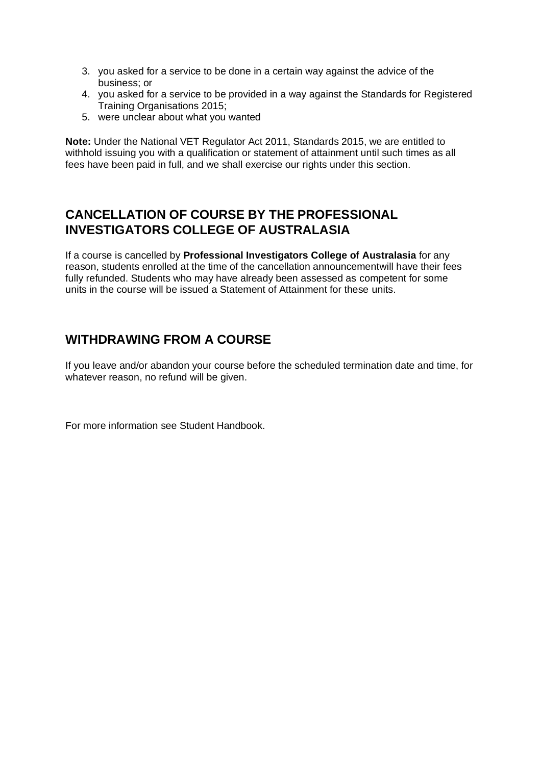3. you asked for a service to be done in a certain way against the advice of the business; or
4. you asked for a service to be provided in a way against the Standards for Registered Training Organisations 2015;
5. were unclear about what you wanted

**Note:** Under the National VET Regulator Act 2011, Standards 2015, we are entitled to withhold issuing you with a qualification or statement of attainment until such times as all fees have been paid in full, and we shall exercise our rights under this section.

## CANCELLATION OF COURSE BY THE PROFESSIONAL INVESTIGATORS COLLEGE OF AUSTRALASIA

If a course is cancelled by **Professional Investigators College of Australasia** for any reason, students enrolled at the time of the cancellation announcementwill have their fees fully refunded. Students who may have already been assessed as competent for some units in the course will be issued a Statement of Attainment for these units.

## WITHDRAWING FROM A COURSE

If you leave and/or abandon your course before the scheduled termination date and time, for whatever reason, no refund will be given.

For more information see Student Handbook.